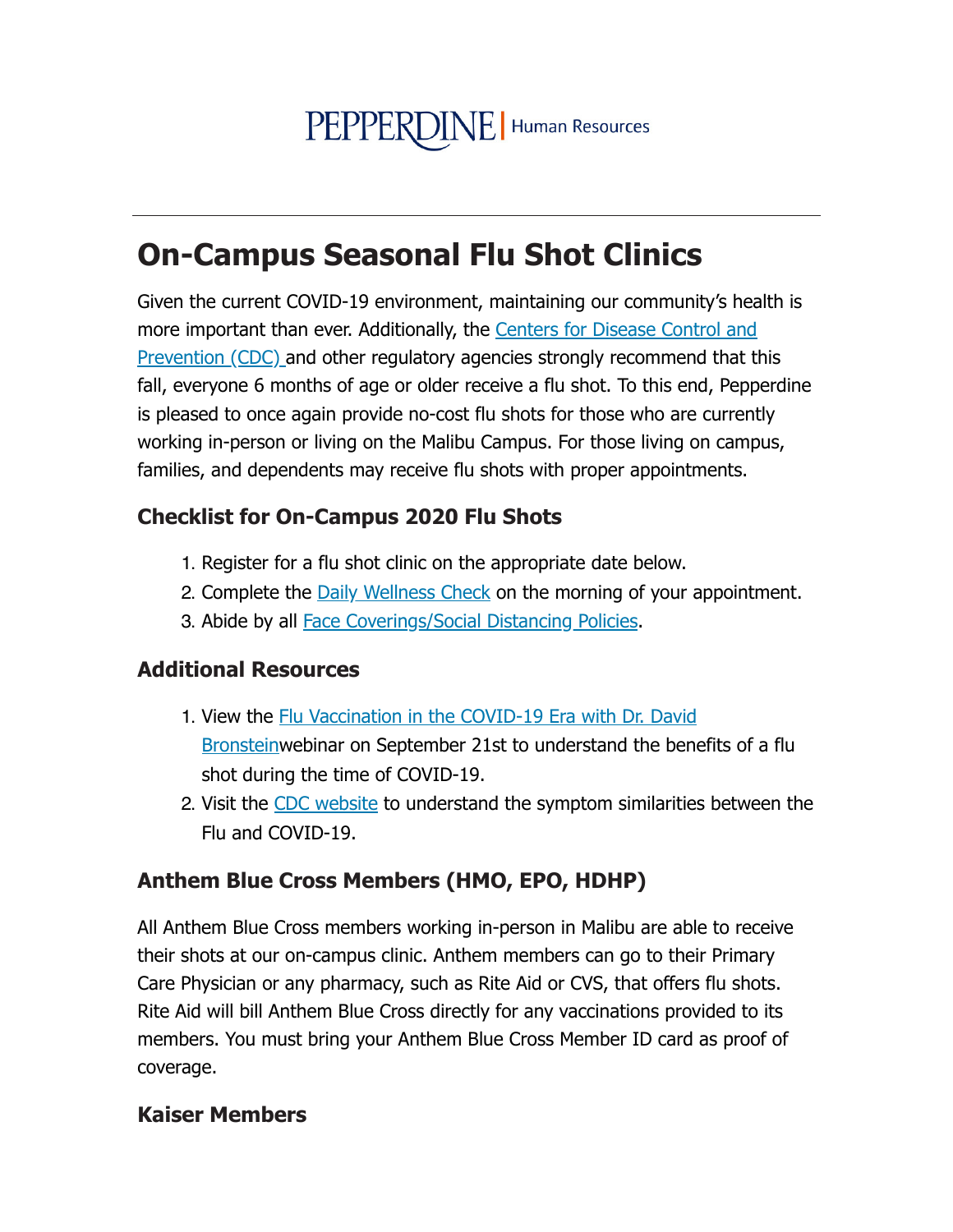PEPPERDINE | Human Resources

---

# On-Campus Seasonal Flu Shot Clinics

Given the current COVID-19 environment, maintaining our community's health is more important than ever. Additionally, the Centers for Disease Control and Prevention (CDC) and other regulatory agencies strongly recommend that this fall, everyone 6 months of age or older receive a flu shot. To this end, Pepperdine is pleased to once again provide no-cost flu shots for those who are currently working in-person or living on the Malibu Campus. For those living on campus, families, and dependents may receive flu shots with proper appointments.

### Checklist for On-Campus 2020 Flu Shots

1. Register for a flu shot clinic on the appropriate date below.
2. Complete the Daily Wellness Check on the morning of your appointment.
3. Abide by all Face Coverings/Social Distancing Policies.

### Additional Resources

1. View the Flu Vaccination in the COVID-19 Era with Dr. David Bronsteinwebinar on September 21st to understand the benefits of a flu shot during the time of COVID-19.
2. Visit the CDC website to understand the symptom similarities between the Flu and COVID-19.

### Anthem Blue Cross Members (HMO, EPO, HDHP)

All Anthem Blue Cross members working in-person in Malibu are able to receive their shots at our on-campus clinic. Anthem members can go to their Primary Care Physician or any pharmacy, such as Rite Aid or CVS, that offers flu shots. Rite Aid will bill Anthem Blue Cross directly for any vaccinations provided to its members. You must bring your Anthem Blue Cross Member ID card as proof of coverage.

### Kaiser Members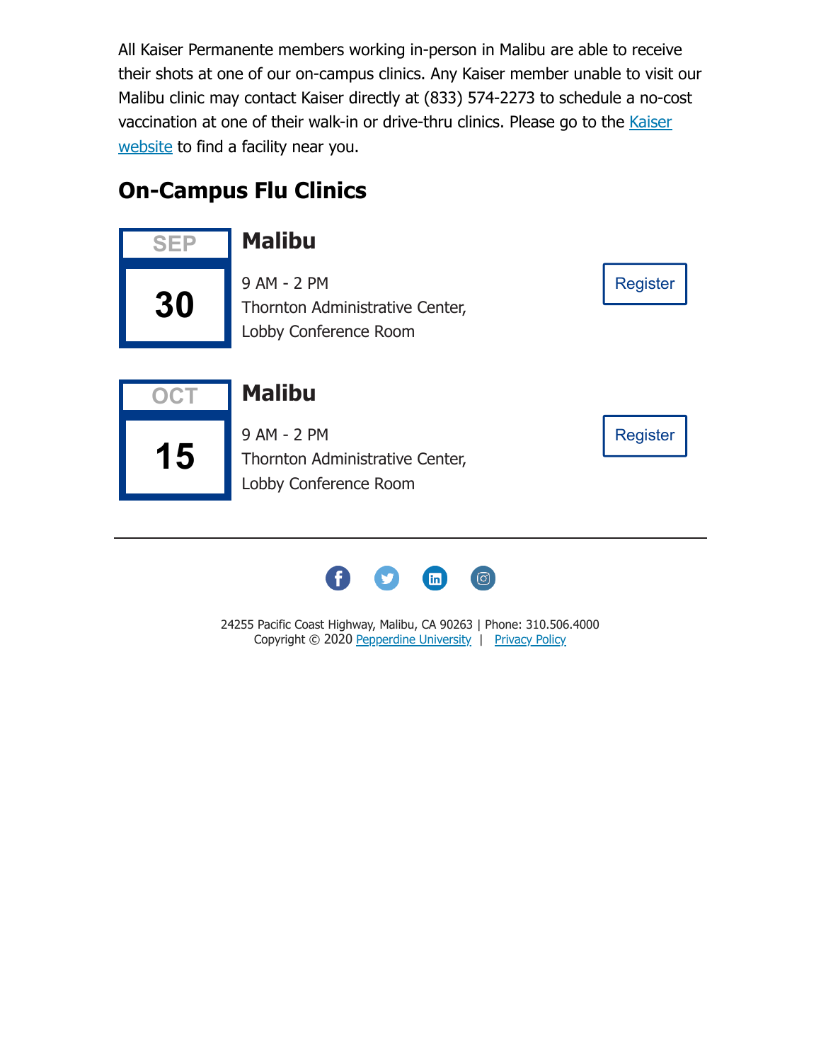All Kaiser Permanente members working in-person in Malibu are able to receive their shots at one of our on-campus clinics. Any Kaiser member unable to visit our Malibu clinic may contact Kaiser directly at (833) 574-2273 to schedule a no-cost vaccination at one of their walk-in or drive-thru clinics. Please go to the Kaiser website to find a facility near you.

## On-Campus Flu Clinics

SEP
30

### Malibu

9 AM - 2 PM
Thornton Administrative Center,
Lobby Conference Room

Register

OCT
15

### Malibu

9 AM - 2 PM
Thornton Administrative Center,
Lobby Conference Room

Register

---

24255 Pacific Coast Highway, Malibu, CA 90263 | Phone: 310.506.4000
Copyright © 2020 Pepperdine University | Privacy Policy